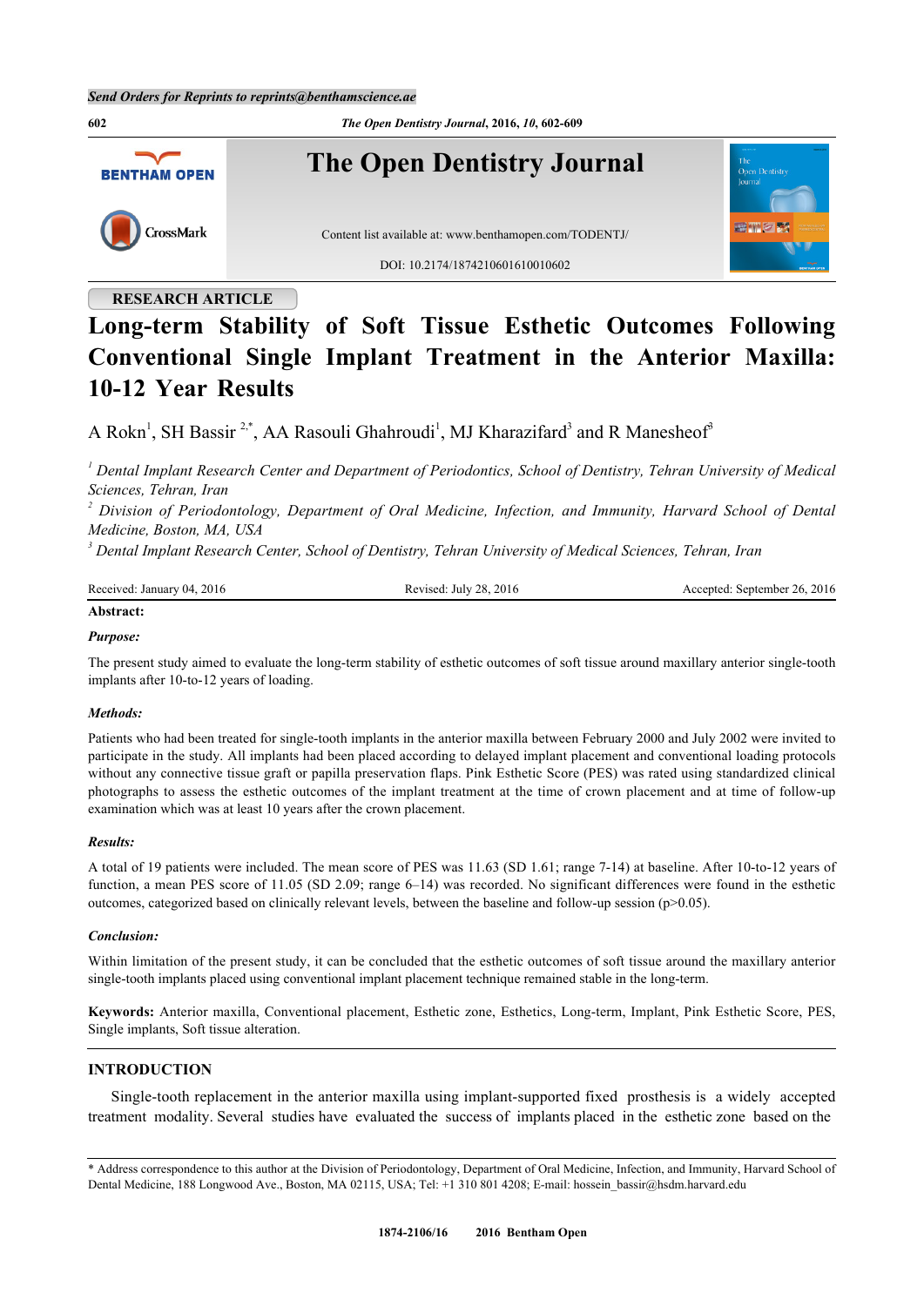RESEARCH ARTICLE

# Long-term Stability of Soft Tissue Esthetic Outcomes Following Conventional Single Implant Treatment in the Anterior Maxilla: 10-12 Year Results

A Rokn[1], SH Bassir [2,*], AA Rasouli Ghahroudi[1], MJ Kharazifard[3] and R Manesheof[3]

[1] *Dental Implant Research Center and Department of Periodontics, School of Dentistry, Tehran University of Medical Sciences, Tehran, Iran*

[2] *Division of Periodontology, Department of Oral Medicine, Infection, and Immunity, Harvard School of Dental Medicine, Boston, MA, USA*

[3] *Dental Implant Research Center, School of Dentistry, Tehran University of Medical Sciences, Tehran, Iran*

Received: January 04, 2016 Revised: July 28, 2016 Accepted: September 26, 2016

**Abstract:**

***Purpose:***

The present study aimed to evaluate the long-term stability of esthetic outcomes of soft tissue around maxillary anterior single-tooth implants after 10-to-12 years of loading.

***Methods:***

Patients who had been treated for single-tooth implants in the anterior maxilla between February 2000 and July 2002 were invited to participate in the study. All implants had been placed according to delayed implant placement and conventional loading protocols without any connective tissue graft or papilla preservation flaps. Pink Esthetic Score (PES) was rated using standardized clinical photographs to assess the esthetic outcomes of the implant treatment at the time of crown placement and at time of follow-up examination which was at least 10 years after the crown placement.

***Results:***

A total of 19 patients were included. The mean score of PES was 11.63 (SD 1.61; range 7-14) at baseline. After 10-to-12 years of function, a mean PES score of 11.05 (SD 2.09; range 6–14) was recorded. No significant differences were found in the esthetic outcomes, categorized based on clinically relevant levels, between the baseline and follow-up session ($p>0.05$).

***Conclusion:***

Within limitation of the present study, it can be concluded that the esthetic outcomes of soft tissue around the maxillary anterior single-tooth implants placed using conventional implant placement technique remained stable in the long-term.

**Keywords:** Anterior maxilla, Conventional placement, Esthetic zone, Esthetics, Long-term, Implant, Pink Esthetic Score, PES, Single implants, Soft tissue alteration.

## INTRODUCTION

Single-tooth replacement in the anterior maxilla using implant-supported fixed prosthesis is a widely accepted treatment modality. Several studies have evaluated the success of implants placed in the esthetic zone based on the

\* Address correspondence to this author at the Division of Periodontology, Department of Oral Medicine, Infection, and Immunity, Harvard School of Dental Medicine, 188 Longwood Ave., Boston, MA 02115, USA; Tel: +1 310 801 4208; E-mail: hossein_bassir@hsdm.harvard.edu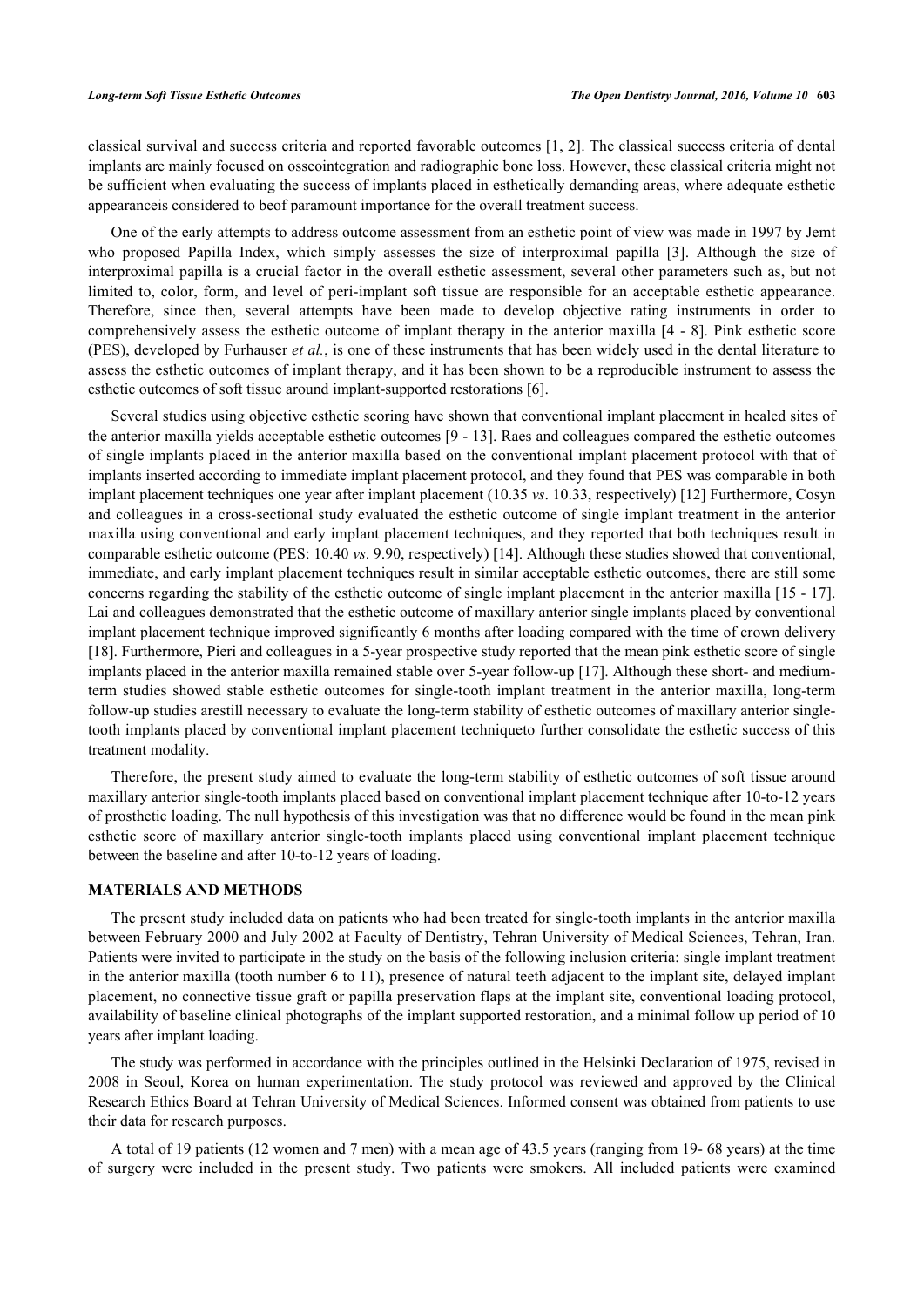classical survival and success criteria and reported favorable outcomes [1, 2]. The classical success criteria of dental implants are mainly focused on osseointegration and radiographic bone loss. However, these classical criteria might not be sufficient when evaluating the success of implants placed in esthetically demanding areas, where adequate esthetic appearanceis considered to beof paramount importance for the overall treatment success.

One of the early attempts to address outcome assessment from an esthetic point of view was made in 1997 by Jemt who proposed Papilla Index, which simply assesses the size of interproximal papilla [3]. Although the size of interproximal papilla is a crucial factor in the overall esthetic assessment, several other parameters such as, but not limited to, color, form, and level of peri-implant soft tissue are responsible for an acceptable esthetic appearance. Therefore, since then, several attempts have been made to develop objective rating instruments in order to comprehensively assess the esthetic outcome of implant therapy in the anterior maxilla [4 - 8]. Pink esthetic score (PES), developed by Furhauser *et al.*, is one of these instruments that has been widely used in the dental literature to assess the esthetic outcomes of implant therapy, and it has been shown to be a reproducible instrument to assess the esthetic outcomes of soft tissue around implant-supported restorations [6].

Several studies using objective esthetic scoring have shown that conventional implant placement in healed sites of the anterior maxilla yields acceptable esthetic outcomes [9 - 13]. Raes and colleagues compared the esthetic outcomes of single implants placed in the anterior maxilla based on the conventional implant placement protocol with that of implants inserted according to immediate implant placement protocol, and they found that PES was comparable in both implant placement techniques one year after implant placement (10.35 *vs*. 10.33, respectively) [12] Furthermore, Cosyn and colleagues in a cross-sectional study evaluated the esthetic outcome of single implant treatment in the anterior maxilla using conventional and early implant placement techniques, and they reported that both techniques result in comparable esthetic outcome (PES: 10.40 *vs*. 9.90, respectively) [14]. Although these studies showed that conventional, immediate, and early implant placement techniques result in similar acceptable esthetic outcomes, there are still some concerns regarding the stability of the esthetic outcome of single implant placement in the anterior maxilla [15 - 17]. Lai and colleagues demonstrated that the esthetic outcome of maxillary anterior single implants placed by conventional implant placement technique improved significantly 6 months after loading compared with the time of crown delivery [18]. Furthermore, Pieri and colleagues in a 5-year prospective study reported that the mean pink esthetic score of single implants placed in the anterior maxilla remained stable over 5-year follow-up [17]. Although these short- and medium-term studies showed stable esthetic outcomes for single-tooth implant treatment in the anterior maxilla, long-term follow-up studies arestill necessary to evaluate the long-term stability of esthetic outcomes of maxillary anterior single-tooth implants placed by conventional implant placement techniqueto further consolidate the esthetic success of this treatment modality.

Therefore, the present study aimed to evaluate the long-term stability of esthetic outcomes of soft tissue around maxillary anterior single-tooth implants placed based on conventional implant placement technique after 10-to-12 years of prosthetic loading. The null hypothesis of this investigation was that no difference would be found in the mean pink esthetic score of maxillary anterior single-tooth implants placed using conventional implant placement technique between the baseline and after 10-to-12 years of loading.

## MATERIALS AND METHODS

The present study included data on patients who had been treated for single-tooth implants in the anterior maxilla between February 2000 and July 2002 at Faculty of Dentistry, Tehran University of Medical Sciences, Tehran, Iran. Patients were invited to participate in the study on the basis of the following inclusion criteria: single implant treatment in the anterior maxilla (tooth number 6 to 11), presence of natural teeth adjacent to the implant site, delayed implant placement, no connective tissue graft or papilla preservation flaps at the implant site, conventional loading protocol, availability of baseline clinical photographs of the implant supported restoration, and a minimal follow up period of 10 years after implant loading.

The study was performed in accordance with the principles outlined in the Helsinki Declaration of 1975, revised in 2008 in Seoul, Korea on human experimentation. The study protocol was reviewed and approved by the Clinical Research Ethics Board at Tehran University of Medical Sciences. Informed consent was obtained from patients to use their data for research purposes.

A total of 19 patients (12 women and 7 men) with a mean age of 43.5 years (ranging from 19- 68 years) at the time of surgery were included in the present study. Two patients were smokers. All included patients were examined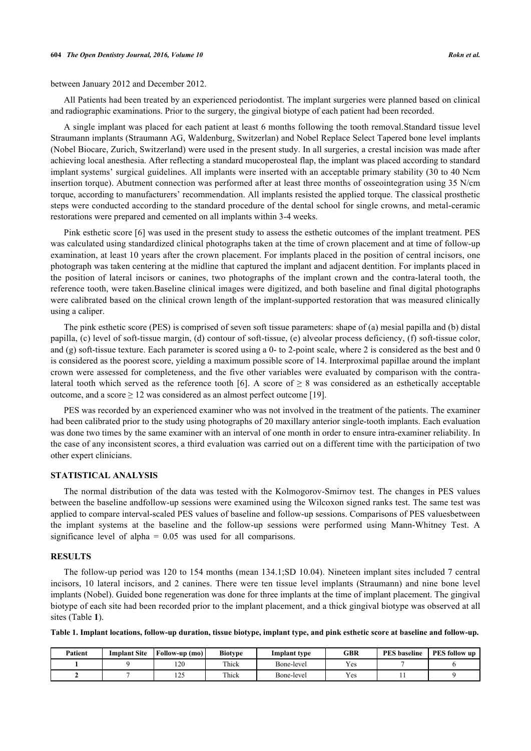between January 2012 and December 2012.

All Patients had been treated by an experienced periodontist. The implant surgeries were planned based on clinical and radiographic examinations. Prior to the surgery, the gingival biotype of each patient had been recorded.

A single implant was placed for each patient at least 6 months following the tooth removal.Standard tissue level Straumann implants (Straumann AG, Waldenburg, Switzerlan) and Nobel Replace Select Tapered bone level implants (Nobel Biocare, Zurich, Switzerland) were used in the present study. In all surgeries, a crestal incision was made after achieving local anesthesia. After reflecting a standard mucoperosteal flap, the implant was placed according to standard implant systems' surgical guidelines. All implants were inserted with an acceptable primary stability (30 to 40 Ncm insertion torque). Abutment connection was performed after at least three months of osseointegration using 35 N/cm torque, according to manufacturers' recommendation. All implants resisted the applied torque. The classical prosthetic steps were conducted according to the standard procedure of the dental school for single crowns, and metal-ceramic restorations were prepared and cemented on all implants within 3-4 weeks.

Pink esthetic score [6] was used in the present study to assess the esthetic outcomes of the implant treatment. PES was calculated using standardized clinical photographs taken at the time of crown placement and at time of follow-up examination, at least 10 years after the crown placement. For implants placed in the position of central incisors, one photograph was taken centering at the midline that captured the implant and adjacent dentition. For implants placed in the position of lateral incisors or canines, two photographs of the implant crown and the contra-lateral tooth, the reference tooth, were taken.Baseline clinical images were digitized, and both baseline and final digital photographs were calibrated based on the clinical crown length of the implant-supported restoration that was measured clinically using a caliper.

The pink esthetic score (PES) is comprised of seven soft tissue parameters: shape of (a) mesial papilla and (b) distal papilla, (c) level of soft-tissue margin, (d) contour of soft-tissue, (e) alveolar process deficiency, (f) soft-tissue color, and (g) soft-tissue texture. Each parameter is scored using a 0- to 2-point scale, where 2 is considered as the best and 0 is considered as the poorest score, yielding a maximum possible score of 14. Interproximal papillae around the implant crown were assessed for completeness, and the five other variables were evaluated by comparison with the contra-lateral tooth which served as the reference tooth [6]. A score of $\geq 8$ was considered as an esthetically acceptable outcome, and a score $\geq 12$ was considered as an almost perfect outcome [19].

PES was recorded by an experienced examiner who was not involved in the treatment of the patients. The examiner had been calibrated prior to the study using photographs of 20 maxillary anterior single-tooth implants. Each evaluation was done two times by the same examiner with an interval of one month in order to ensure intra-examiner reliability. In the case of any inconsistent scores, a third evaluation was carried out on a different time with the participation of two other expert clinicians.

## STATISTICAL ANALYSIS

The normal distribution of the data was tested with the Kolmogorov-Smirnov test. The changes in PES values between the baseline andfollow-up sessions were examined using the Wilcoxon signed ranks test. The same test was applied to compare interval-scaled PES values of baseline and follow-up sessions. Comparisons of PES valuesbetween the implant systems at the baseline and the follow-up sessions were performed using Mann-Whitney Test. A significance level of alpha = 0.05 was used for all comparisons.

## RESULTS

The follow-up period was 120 to 154 months (mean 134.1;SD 10.04). Nineteen implant sites included 7 central incisors, 10 lateral incisors, and 2 canines. There were ten tissue level implants (Straumann) and nine bone level implants (Nobel). Guided bone regeneration was done for three implants at the time of implant placement. The gingival biotype of each site had been recorded prior to the implant placement, and a thick gingival biotype was observed at all sites (Table **1**).

**Table 1. Implant locations, follow-up duration, tissue biotype, implant type, and pink esthetic score at baseline and follow-up.**

| Patient | Implant Site | Follow-up (mo) | Biotype | Implant type | GBR | PES baseline | PES follow up |
|---|---|---|---|---|---|---|---|
| **1** | 9 | 120 | Thick | Bone-level | Yes | 7 | 6 |
| **2** | 7 | 125 | Thick | Bone-level | Yes | 11 | 9 |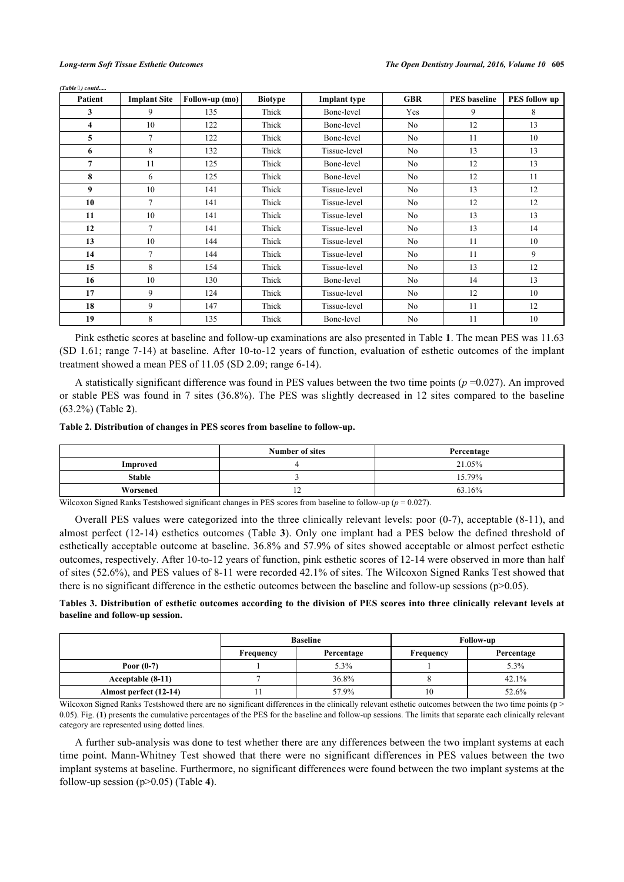*(Table 1) contd.....*

| Patient | Implant Site | Follow-up (mo) | Biotype | Implant type | GBR | PES baseline | PES follow up |
|---|---|---|---|---|---|---|---|
| **3** | 9 | 135 | Thick | Bone-level | Yes | 9 | 8 |
| **4** | 10 | 122 | Thick | Bone-level | No | 12 | 13 |
| **5** | 7 | 122 | Thick | Bone-level | No | 11 | 10 |
| **6** | 8 | 132 | Thick | Tissue-level | No | 13 | 13 |
| **7** | 11 | 125 | Thick | Bone-level | No | 12 | 13 |
| **8** | 6 | 125 | Thick | Bone-level | No | 12 | 11 |
| **9** | 10 | 141 | Thick | Tissue-level | No | 13 | 12 |
| **10** | 7 | 141 | Thick | Tissue-level | No | 12 | 12 |
| **11** | 10 | 141 | Thick | Tissue-level | No | 13 | 13 |
| **12** | 7 | 141 | Thick | Tissue-level | No | 13 | 14 |
| **13** | 10 | 144 | Thick | Tissue-level | No | 11 | 10 |
| **14** | 7 | 144 | Thick | Tissue-level | No | 11 | 9 |
| **15** | 8 | 154 | Thick | Tissue-level | No | 13 | 12 |
| **16** | 10 | 130 | Thick | Bone-level | No | 14 | 13 |
| **17** | 9 | 124 | Thick | Tissue-level | No | 12 | 10 |
| **18** | 9 | 147 | Thick | Tissue-level | No | 11 | 12 |
| **19** | 8 | 135 | Thick | Bone-level | No | 11 | 10 |

Pink esthetic scores at baseline and follow-up examinations are also presented in Table **1**. The mean PES was 11.63 (SD 1.61; range 7-14) at baseline. After 10-to-12 years of function, evaluation of esthetic outcomes of the implant treatment showed a mean PES of 11.05 (SD 2.09; range 6-14).

A statistically significant difference was found in PES values between the two time points ($p$ =0.027). An improved or stable PES was found in 7 sites (36.8%). The PES was slightly decreased in 12 sites compared to the baseline (63.2%) (Table **2**).

**Table 2. Distribution of changes in PES scores from baseline to follow-up.**

| | Number of sites | Percentage |
|---|---|---|
| **Improved** | 4 | 21.05% |
| **Stable** | 3 | 15.79% |
| **Worsened** | 12 | 63.16% |

Wilcoxon Signed Ranks Testshowed significant changes in PES scores from baseline to follow-up ($p$ = 0.027).

Overall PES values were categorized into the three clinically relevant levels: poor (0-7), acceptable (8-11), and almost perfect (12-14) esthetics outcomes (Table **3**). Only one implant had a PES below the defined threshold of esthetically acceptable outcome at baseline. 36.8% and 57.9% of sites showed acceptable or almost perfect esthetic outcomes, respectively. After 10-to-12 years of function, pink esthetic scores of 12-14 were observed in more than half of sites (52.6%), and PES values of 8-11 were recorded 42.1% of sites. The Wilcoxon Signed Ranks Test showed that there is no significant difference in the esthetic outcomes between the baseline and follow-up sessions ($p>0.05$).

**Tables 3. Distribution of esthetic outcomes according to the division of PES scores into three clinically relevant levels at baseline and follow-up session.**

| | Baseline | | Follow-up | |
|---|---|---|---|---|
| | Frequency | Percentage | Frequency | Percentage |
| **Poor (0-7)** | 1 | 5.3% | 1 | 5.3% |
| **Acceptable (8-11)** | 7 | 36.8% | 8 | 42.1% |
| **Almost perfect (12-14)** | 11 | 57.9% | 10 | 52.6% |

Wilcoxon Signed Ranks Testshowed there are no significant differences in the clinically relevant esthetic outcomes between the two time points ($p > 0.05$). Fig. (**1**) presents the cumulative percentages of the PES for the baseline and follow-up sessions. The limits that separate each clinically relevant category are represented using dotted lines.

A further sub-analysis was done to test whether there are any differences between the two implant systems at each time point. Mann-Whitney Test showed that there were no significant differences in PES values between the two implant systems at baseline. Furthermore, no significant differences were found between the two implant systems at the follow-up session ($p>0.05$) (Table **4**).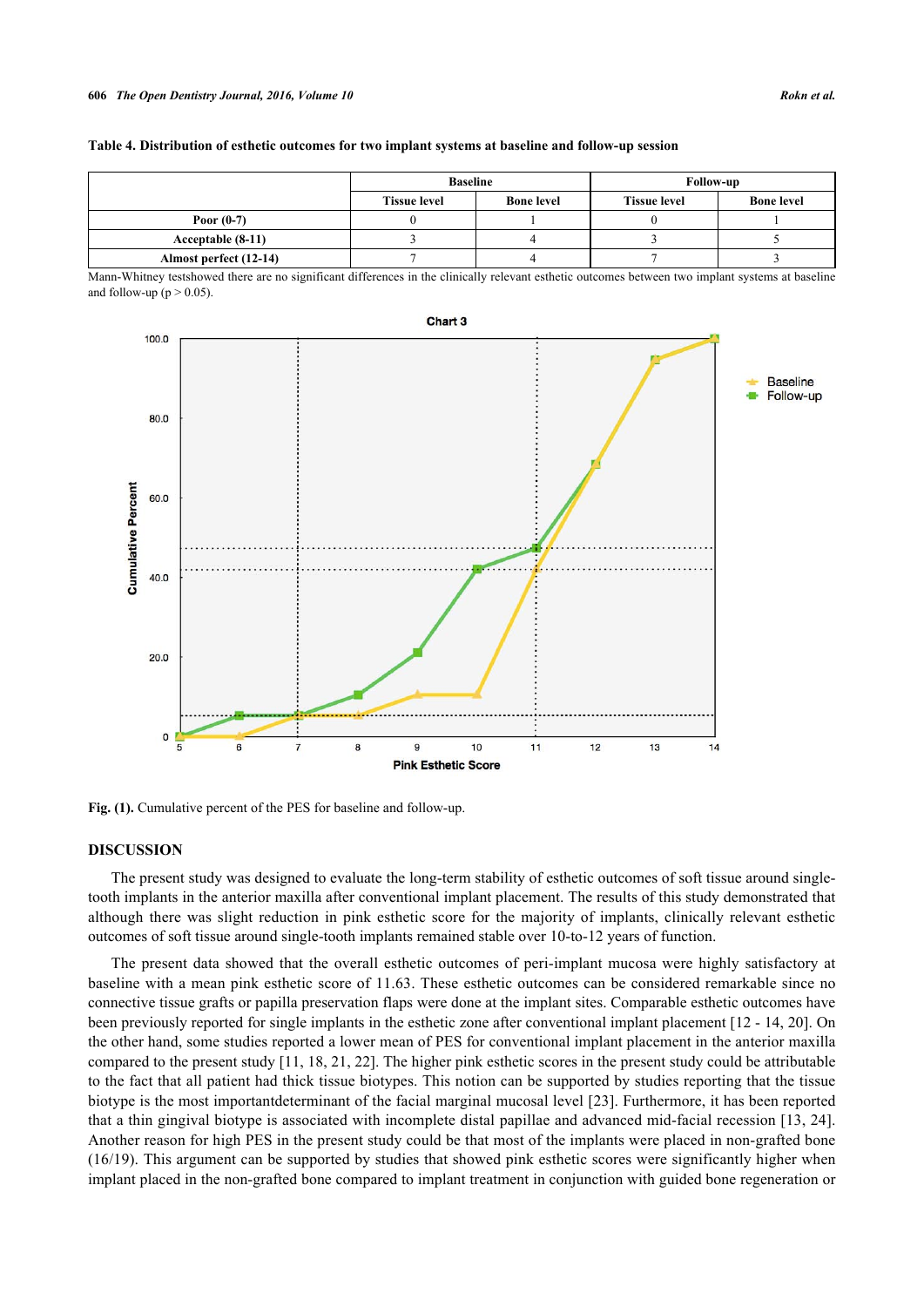**Table 4. Distribution of esthetic outcomes for two implant systems at baseline and follow-up session**

| | Baseline | | Follow-up | |
|---|---|---|---|---|
| | Tissue level | Bone level | Tissue level | Bone level |
| Poor (0-7) | 0 | 1 | 0 | 1 |
| Acceptable (8-11) | 3 | 4 | 3 | 5 |
| Almost perfect (12-14) | 7 | 4 | 7 | 3 |

Mann-Whitney testshowed there are no significant differences in the clinically relevant esthetic outcomes between two implant systems at baseline and follow-up ($p > 0.05$).

**Fig. (1).** Cumulative percent of the PES for baseline and follow-up.

## DISCUSSION

The present study was designed to evaluate the long-term stability of esthetic outcomes of soft tissue around single-tooth implants in the anterior maxilla after conventional implant placement. The results of this study demonstrated that although there was slight reduction in pink esthetic score for the majority of implants, clinically relevant esthetic outcomes of soft tissue around single-tooth implants remained stable over 10-to-12 years of function.

The present data showed that the overall esthetic outcomes of peri-implant mucosa were highly satisfactory at baseline with a mean pink esthetic score of 11.63. These esthetic outcomes can be considered remarkable since no connective tissue grafts or papilla preservation flaps were done at the implant sites. Comparable esthetic outcomes have been previously reported for single implants in the esthetic zone after conventional implant placement [12 - 14, 20]. On the other hand, some studies reported a lower mean of PES for conventional implant placement in the anterior maxilla compared to the present study [11, 18, 21, 22]. The higher pink esthetic scores in the present study could be attributable to the fact that all patient had thick tissue biotypes. This notion can be supported by studies reporting that the tissue biotype is the most importantdeterminant of the facial marginal mucosal level [23]. Furthermore, it has been reported that a thin gingival biotype is associated with incomplete distal papillae and advanced mid-facial recession [13, 24]. Another reason for high PES in the present study could be that most of the implants were placed in non-grafted bone (16/19). This argument can be supported by studies that showed pink esthetic scores were significantly higher when implant placed in the non-grafted bone compared to implant treatment in conjunction with guided bone regeneration or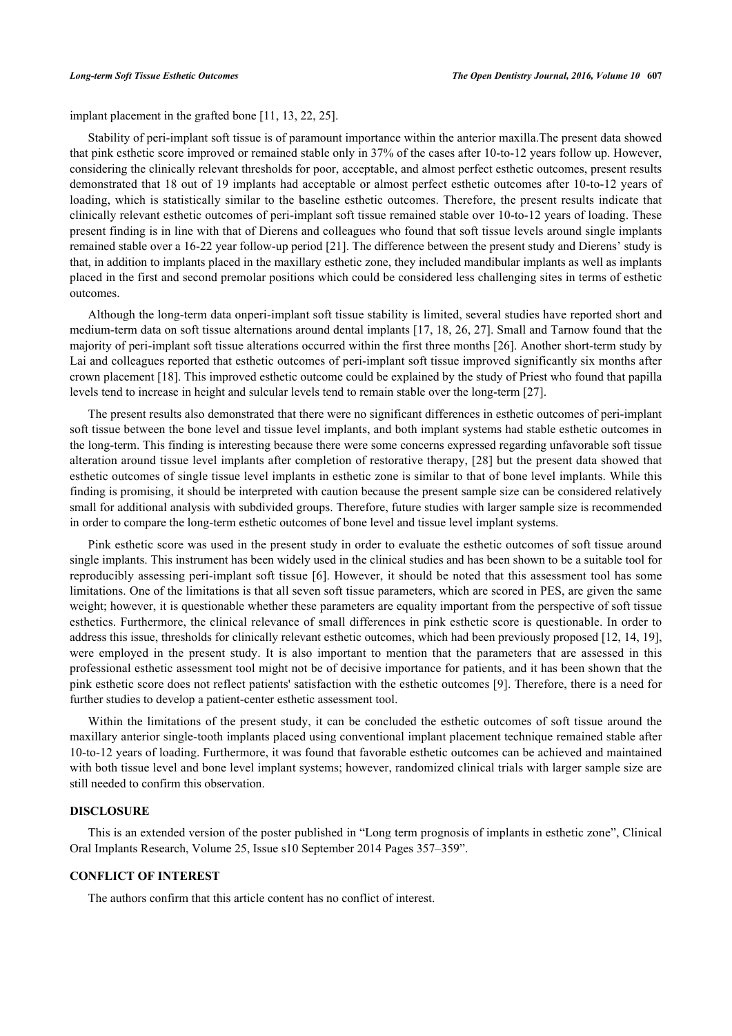implant placement in the grafted bone [11, 13, 22, 25].

Stability of peri-implant soft tissue is of paramount importance within the anterior maxilla.The present data showed that pink esthetic score improved or remained stable only in 37% of the cases after 10-to-12 years follow up. However, considering the clinically relevant thresholds for poor, acceptable, and almost perfect esthetic outcomes, present results demonstrated that 18 out of 19 implants had acceptable or almost perfect esthetic outcomes after 10-to-12 years of loading, which is statistically similar to the baseline esthetic outcomes. Therefore, the present results indicate that clinically relevant esthetic outcomes of peri-implant soft tissue remained stable over 10-to-12 years of loading. These present finding is in line with that of Dierens and colleagues who found that soft tissue levels around single implants remained stable over a 16-22 year follow-up period [21]. The difference between the present study and Dierens' study is that, in addition to implants placed in the maxillary esthetic zone, they included mandibular implants as well as implants placed in the first and second premolar positions which could be considered less challenging sites in terms of esthetic outcomes.

Although the long-term data onperi-implant soft tissue stability is limited, several studies have reported short and medium-term data on soft tissue alternations around dental implants [17, 18, 26, 27]. Small and Tarnow found that the majority of peri-implant soft tissue alterations occurred within the first three months [26]. Another short-term study by Lai and colleagues reported that esthetic outcomes of peri-implant soft tissue improved significantly six months after crown placement [18]. This improved esthetic outcome could be explained by the study of Priest who found that papilla levels tend to increase in height and sulcular levels tend to remain stable over the long-term [27].

The present results also demonstrated that there were no significant differences in esthetic outcomes of peri-implant soft tissue between the bone level and tissue level implants, and both implant systems had stable esthetic outcomes in the long-term. This finding is interesting because there were some concerns expressed regarding unfavorable soft tissue alteration around tissue level implants after completion of restorative therapy, [28] but the present data showed that esthetic outcomes of single tissue level implants in esthetic zone is similar to that of bone level implants. While this finding is promising, it should be interpreted with caution because the present sample size can be considered relatively small for additional analysis with subdivided groups. Therefore, future studies with larger sample size is recommended in order to compare the long-term esthetic outcomes of bone level and tissue level implant systems.

Pink esthetic score was used in the present study in order to evaluate the esthetic outcomes of soft tissue around single implants. This instrument has been widely used in the clinical studies and has been shown to be a suitable tool for reproducibly assessing peri-implant soft tissue [6]. However, it should be noted that this assessment tool has some limitations. One of the limitations is that all seven soft tissue parameters, which are scored in PES, are given the same weight; however, it is questionable whether these parameters are equality important from the perspective of soft tissue esthetics. Furthermore, the clinical relevance of small differences in pink esthetic score is questionable. In order to address this issue, thresholds for clinically relevant esthetic outcomes, which had been previously proposed [12, 14, 19], were employed in the present study. It is also important to mention that the parameters that are assessed in this professional esthetic assessment tool might not be of decisive importance for patients, and it has been shown that the pink esthetic score does not reflect patients' satisfaction with the esthetic outcomes [9]. Therefore, there is a need for further studies to develop a patient-center esthetic assessment tool.

Within the limitations of the present study, it can be concluded the esthetic outcomes of soft tissue around the maxillary anterior single-tooth implants placed using conventional implant placement technique remained stable after 10-to-12 years of loading. Furthermore, it was found that favorable esthetic outcomes can be achieved and maintained with both tissue level and bone level implant systems; however, randomized clinical trials with larger sample size are still needed to confirm this observation.

## DISCLOSURE

This is an extended version of the poster published in "Long term prognosis of implants in esthetic zone", Clinical Oral Implants Research, Volume 25, Issue s10 September 2014 Pages 357–359".

## CONFLICT OF INTEREST

The authors confirm that this article content has no conflict of interest.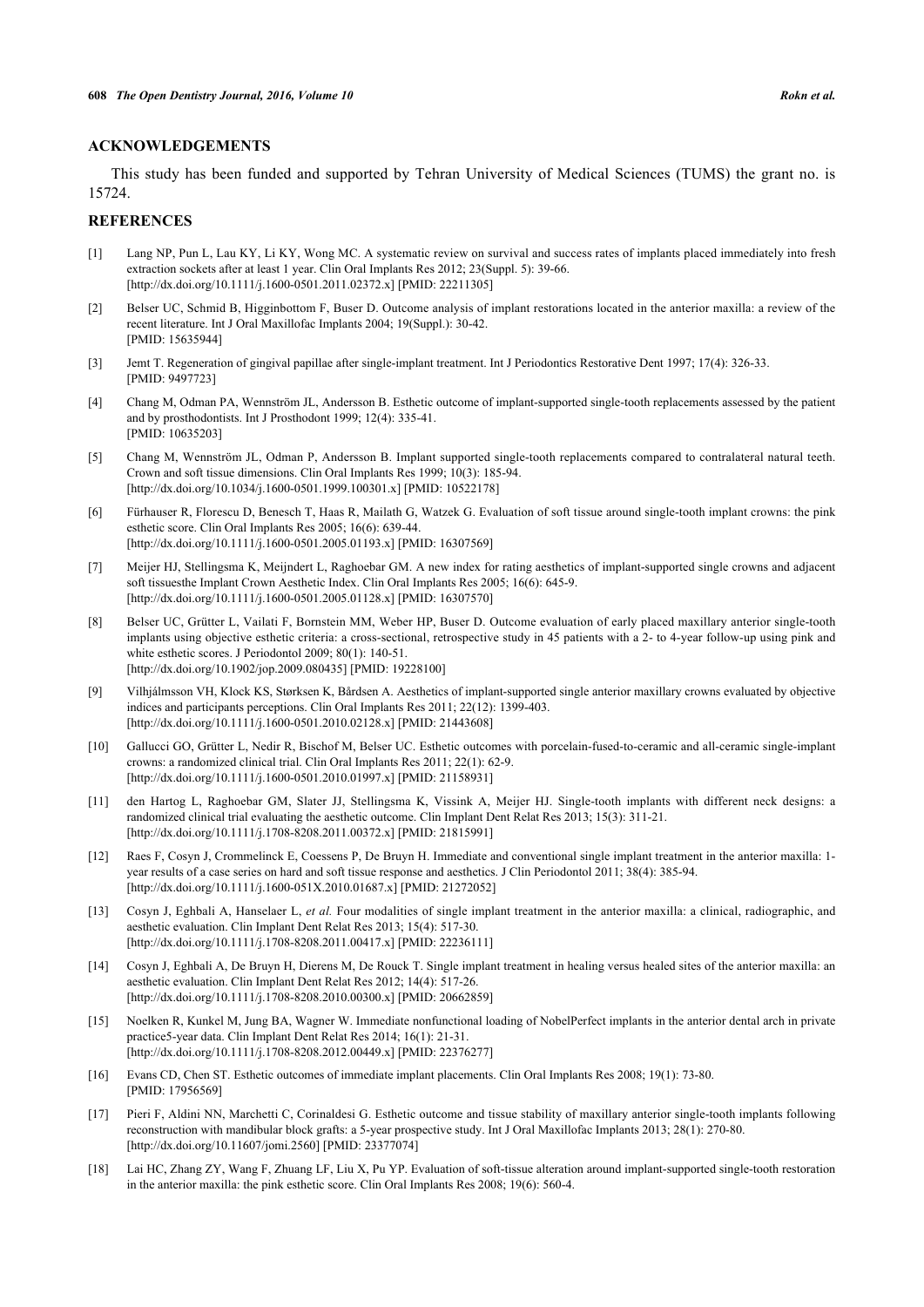## ACKNOWLEDGEMENTS

This study has been funded and supported by Tehran University of Medical Sciences (TUMS) the grant no. is 15724.

## REFERENCES

[1] Lang NP, Pun L, Lau KY, Li KY, Wong MC. A systematic review on survival and success rates of implants placed immediately into fresh extraction sockets after at least 1 year. Clin Oral Implants Res 2012; 23(Suppl. 5): 39-66. [http://dx.doi.org/10.1111/j.1600-0501.2011.02372.x] [PMID: 22211305]

[2] Belser UC, Schmid B, Higginbottom F, Buser D. Outcome analysis of implant restorations located in the anterior maxilla: a review of the recent literature. Int J Oral Maxillofac Implants 2004; 19(Suppl.): 30-42. [PMID: 15635944]

[3] Jemt T. Regeneration of gingival papillae after single-implant treatment. Int J Periodontics Restorative Dent 1997; 17(4): 326-33. [PMID: 9497723]

[4] Chang M, Odman PA, Wennström JL, Andersson B. Esthetic outcome of implant-supported single-tooth replacements assessed by the patient and by prosthodontists. Int J Prosthodont 1999; 12(4): 335-41. [PMID: 10635203]

[5] Chang M, Wennström JL, Odman P, Andersson B. Implant supported single-tooth replacements compared to contralateral natural teeth. Crown and soft tissue dimensions. Clin Oral Implants Res 1999; 10(3): 185-94. [http://dx.doi.org/10.1034/j.1600-0501.1999.100301.x] [PMID: 10522178]

[6] Fürhauser R, Florescu D, Benesch T, Haas R, Mailath G, Watzek G. Evaluation of soft tissue around single-tooth implant crowns: the pink esthetic score. Clin Oral Implants Res 2005; 16(6): 639-44. [http://dx.doi.org/10.1111/j.1600-0501.2005.01193.x] [PMID: 16307569]

[7] Meijer HJ, Stellingsma K, Meijndert L, Raghoebar GM. A new index for rating aesthetics of implant-supported single crowns and adjacent soft tissuesthe Implant Crown Aesthetic Index. Clin Oral Implants Res 2005; 16(6): 645-9. [http://dx.doi.org/10.1111/j.1600-0501.2005.01128.x] [PMID: 16307570]

[8] Belser UC, Grütter L, Vailati F, Bornstein MM, Weber HP, Buser D. Outcome evaluation of early placed maxillary anterior single-tooth implants using objective esthetic criteria: a cross-sectional, retrospective study in 45 patients with a 2- to 4-year follow-up using pink and white esthetic scores. J Periodontol 2009; 80(1): 140-51. [http://dx.doi.org/10.1902/jop.2009.080435] [PMID: 19228100]

[9] Vilhjálmsson VH, Klock KS, Størksen K, Bårdsen A. Aesthetics of implant-supported single anterior maxillary crowns evaluated by objective indices and participants perceptions. Clin Oral Implants Res 2011; 22(12): 1399-403. [http://dx.doi.org/10.1111/j.1600-0501.2010.02128.x] [PMID: 21443608]

[10] Gallucci GO, Grütter L, Nedir R, Bischof M, Belser UC. Esthetic outcomes with porcelain-fused-to-ceramic and all-ceramic single-implant crowns: a randomized clinical trial. Clin Oral Implants Res 2011; 22(1): 62-9. [http://dx.doi.org/10.1111/j.1600-0501.2010.01997.x] [PMID: 21158931]

[11] den Hartog L, Raghoebar GM, Slater JJ, Stellingsma K, Vissink A, Meijer HJ. Single-tooth implants with different neck designs: a randomized clinical trial evaluating the aesthetic outcome. Clin Implant Dent Relat Res 2013; 15(3): 311-21. [http://dx.doi.org/10.1111/j.1708-8208.2011.00372.x] [PMID: 21815991]

[12] Raes F, Cosyn J, Crommelinck E, Coessens P, De Bruyn H. Immediate and conventional single implant treatment in the anterior maxilla: 1-year results of a case series on hard and soft tissue response and aesthetics. J Clin Periodontol 2011; 38(4): 385-94. [http://dx.doi.org/10.1111/j.1600-051X.2010.01687.x] [PMID: 21272052]

[13] Cosyn J, Eghbali A, Hanselaer L, *et al.* Four modalities of single implant treatment in the anterior maxilla: a clinical, radiographic, and aesthetic evaluation. Clin Implant Dent Relat Res 2013; 15(4): 517-30. [http://dx.doi.org/10.1111/j.1708-8208.2011.00417.x] [PMID: 22236111]

[14] Cosyn J, Eghbali A, De Bruyn H, Dierens M, De Rouck T. Single implant treatment in healing versus healed sites of the anterior maxilla: an aesthetic evaluation. Clin Implant Dent Relat Res 2012; 14(4): 517-26. [http://dx.doi.org/10.1111/j.1708-8208.2010.00300.x] [PMID: 20662859]

[15] Noelken R, Kunkel M, Jung BA, Wagner W. Immediate nonfunctional loading of NobelPerfect implants in the anterior dental arch in private practice5-year data. Clin Implant Dent Relat Res 2014; 16(1): 21-31. [http://dx.doi.org/10.1111/j.1708-8208.2012.00449.x] [PMID: 22376277]

[16] Evans CD, Chen ST. Esthetic outcomes of immediate implant placements. Clin Oral Implants Res 2008; 19(1): 73-80. [PMID: 17956569]

[17] Pieri F, Aldini NN, Marchetti C, Corinaldesi G. Esthetic outcome and tissue stability of maxillary anterior single-tooth implants following reconstruction with mandibular block grafts: a 5-year prospective study. Int J Oral Maxillofac Implants 2013; 28(1): 270-80. [http://dx.doi.org/10.11607/jomi.2560] [PMID: 23377074]

[18] Lai HC, Zhang ZY, Wang F, Zhuang LF, Liu X, Pu YP. Evaluation of soft-tissue alteration around implant-supported single-tooth restoration in the anterior maxilla: the pink esthetic score. Clin Oral Implants Res 2008; 19(6): 560-4.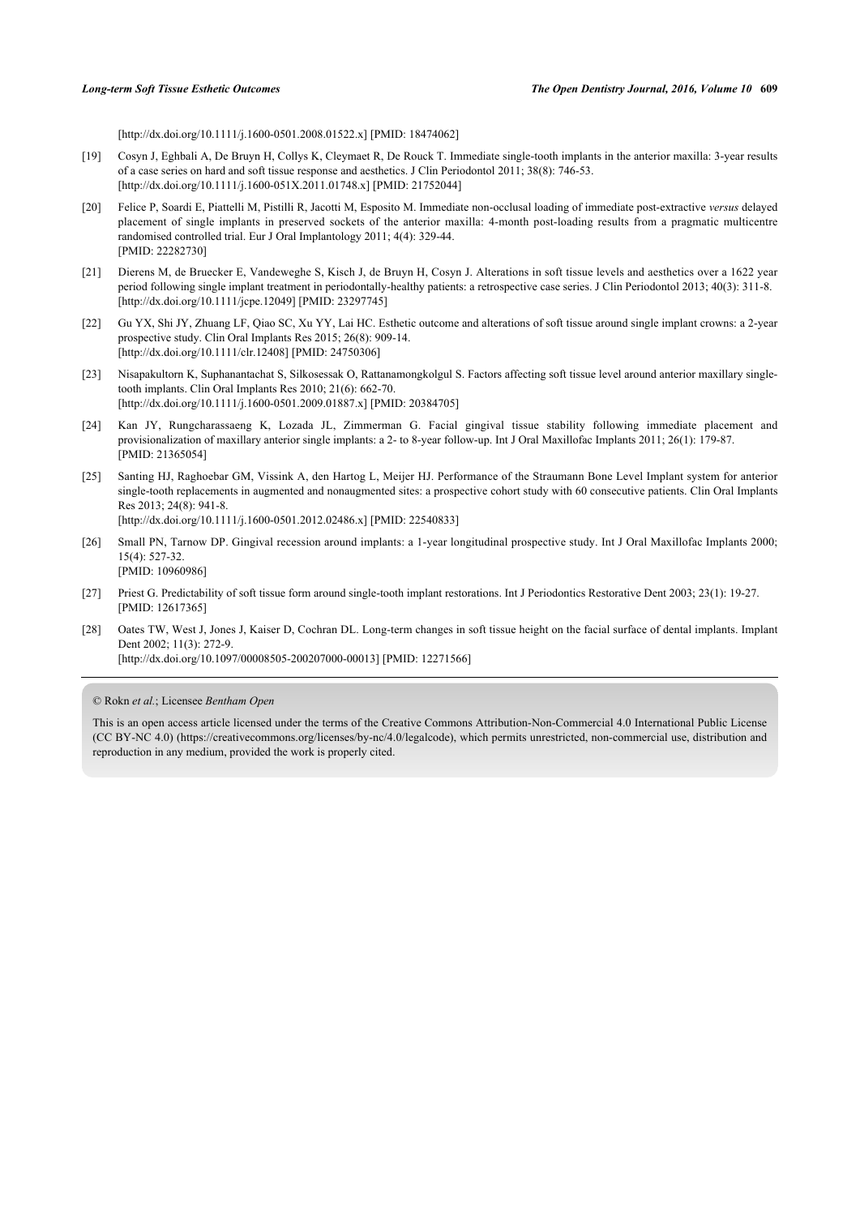[http://dx.doi.org/10.1111/j.1600-0501.2008.01522.x] [PMID: 18474062]

[19] Cosyn J, Eghbali A, De Bruyn H, Collys K, Cleymaet R, De Rouck T. Immediate single-tooth implants in the anterior maxilla: 3-year results of a case series on hard and soft tissue response and aesthetics. J Clin Periodontol 2011; 38(8): 746-53. [http://dx.doi.org/10.1111/j.1600-051X.2011.01748.x] [PMID: 21752044]

[20] Felice P, Soardi E, Piattelli M, Pistilli R, Jacotti M, Esposito M. Immediate non-occlusal loading of immediate post-extractive *versus* delayed placement of single implants in preserved sockets of the anterior maxilla: 4-month post-loading results from a pragmatic multicentre randomised controlled trial. Eur J Oral Implantology 2011; 4(4): 329-44. [PMID: 22282730]

[21] Dierens M, de Bruecker E, Vandeweghe S, Kisch J, de Bruyn H, Cosyn J. Alterations in soft tissue levels and aesthetics over a 1622 year period following single implant treatment in periodontally-healthy patients: a retrospective case series. J Clin Periodontol 2013; 40(3): 311-8. [http://dx.doi.org/10.1111/jcpe.12049] [PMID: 23297745]

[22] Gu YX, Shi JY, Zhuang LF, Qiao SC, Xu YY, Lai HC. Esthetic outcome and alterations of soft tissue around single implant crowns: a 2-year prospective study. Clin Oral Implants Res 2015; 26(8): 909-14. [http://dx.doi.org/10.1111/clr.12408] [PMID: 24750306]

[23] Nisapakultorn K, Suphanantachat S, Silkosessak O, Rattanamongkolgul S. Factors affecting soft tissue level around anterior maxillary single-tooth implants. Clin Oral Implants Res 2010; 21(6): 662-70. [http://dx.doi.org/10.1111/j.1600-0501.2009.01887.x] [PMID: 20384705]

[24] Kan JY, Rungcharassaeng K, Lozada JL, Zimmerman G. Facial gingival tissue stability following immediate placement and provisionalization of maxillary anterior single implants: a 2- to 8-year follow-up. Int J Oral Maxillofac Implants 2011; 26(1): 179-87. [PMID: 21365054]

[25] Santing HJ, Raghoebar GM, Vissink A, den Hartog L, Meijer HJ. Performance of the Straumann Bone Level Implant system for anterior single-tooth replacements in augmented and nonaugmented sites: a prospective cohort study with 60 consecutive patients. Clin Oral Implants Res 2013; 24(8): 941-8. [http://dx.doi.org/10.1111/j.1600-0501.2012.02486.x] [PMID: 22540833]

[26] Small PN, Tarnow DP. Gingival recession around implants: a 1-year longitudinal prospective study. Int J Oral Maxillofac Implants 2000; 15(4): 527-32. [PMID: 10960986]

[27] Priest G. Predictability of soft tissue form around single-tooth implant restorations. Int J Periodontics Restorative Dent 2003; 23(1): 19-27. [PMID: 12617365]

[28] Oates TW, West J, Jones J, Kaiser D, Cochran DL. Long-term changes in soft tissue height on the facial surface of dental implants. Implant Dent 2002; 11(3): 272-9. [http://dx.doi.org/10.1097/00008505-200207000-00013] [PMID: 12271566]

---

© Rokn *et al.*; Licensee *Bentham Open*

This is an open access article licensed under the terms of the Creative Commons Attribution-Non-Commercial 4.0 International Public License (CC BY-NC 4.0) (https://creativecommons.org/licenses/by-nc/4.0/legalcode), which permits unrestricted, non-commercial use, distribution and reproduction in any medium, provided the work is properly cited.